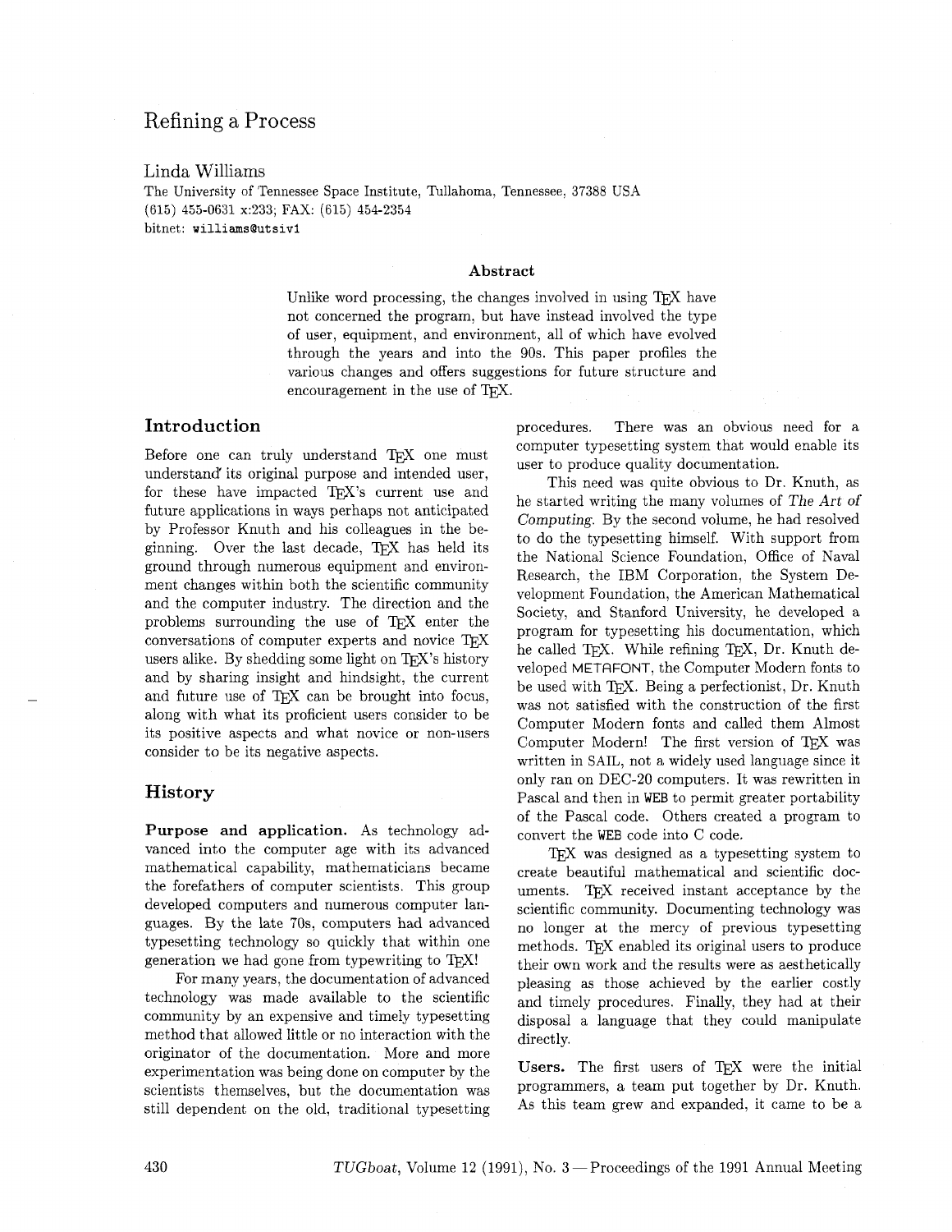# Refining a Process

Linda Williams
The University of Tennessee Space Institute, Tullahoma, Tennessee, 37388 USA
(615) 455-0631 x:233; FAX: (615) 454-2354
bitnet: `williams@utsiv1`

### Abstract

Unlike word processing, the changes involved in using TeX have not concerned the program, but have instead involved the type of user, equipment, and environment, all of which have evolved through the years and into the 90s. This paper profiles the various changes and offers suggestions for future structure and encouragement in the use of TeX.

## Introduction

Before one can truly understand TeX one must understand its original purpose and intended user, for these have impacted TeX's current use and future applications in ways perhaps not anticipated by Professor Knuth and his colleagues in the beginning. Over the last decade, TeX has held its ground through numerous equipment and environment changes within both the scientific community and the computer industry. The direction and the problems surrounding the use of TeX enter the conversations of computer experts and novice TeX users alike. By shedding some light on TeX's history and by sharing insight and hindsight, the current and future use of TeX can be brought into focus, along with what its proficient users consider to be its positive aspects and what novice or non-users consider to be its negative aspects.

## History

**Purpose and application.** As technology advanced into the computer age with its advanced mathematical capability, mathematicians became the forefathers of computer scientists. This group developed computers and numerous computer languages. By the late 70s, computers had advanced typesetting technology so quickly that within one generation we had gone from typewriting to TeX!

For many years, the documentation of advanced technology was made available to the scientific community by an expensive and timely typesetting method that allowed little or no interaction with the originator of the documentation. More and more experimentation was being done on computer by the scientists themselves, but the documentation was still dependent on the old, traditional typesetting procedures. There was an obvious need for a computer typesetting system that would enable its user to produce quality documentation.

This need was quite obvious to Dr. Knuth, as he started writing the many volumes of *The Art of Computing*. By the second volume, he had resolved to do the typesetting himself. With support from the National Science Foundation, Office of Naval Research, the IBM Corporation, the System Development Foundation, the American Mathematical Society, and Stanford University, he developed a program for typesetting his documentation, which he called TeX. While refining TeX, Dr. Knuth developed METAFONT, the Computer Modern fonts to be used with TeX. Being a perfectionist, Dr. Knuth was not satisfied with the construction of the first Computer Modern fonts and called them Almost Computer Modern! The first version of TeX was written in SAIL, not a widely used language since it only ran on DEC-20 computers. It was rewritten in Pascal and then in `WEB` to permit greater portability of the Pascal code. Others created a program to convert the `WEB` code into C code.

TeX was designed as a typesetting system to create beautiful mathematical and scientific documents. TeX received instant acceptance by the scientific community. Documenting technology was no longer at the mercy of previous typesetting methods. TeX enabled its original users to produce their own work and the results were as aesthetically pleasing as those achieved by the earlier costly and timely procedures. Finally, they had at their disposal a language that they could manipulate directly.

**Users.** The first users of TeX were the initial programmers, a team put together by Dr. Knuth. As this team grew and expanded, it came to be a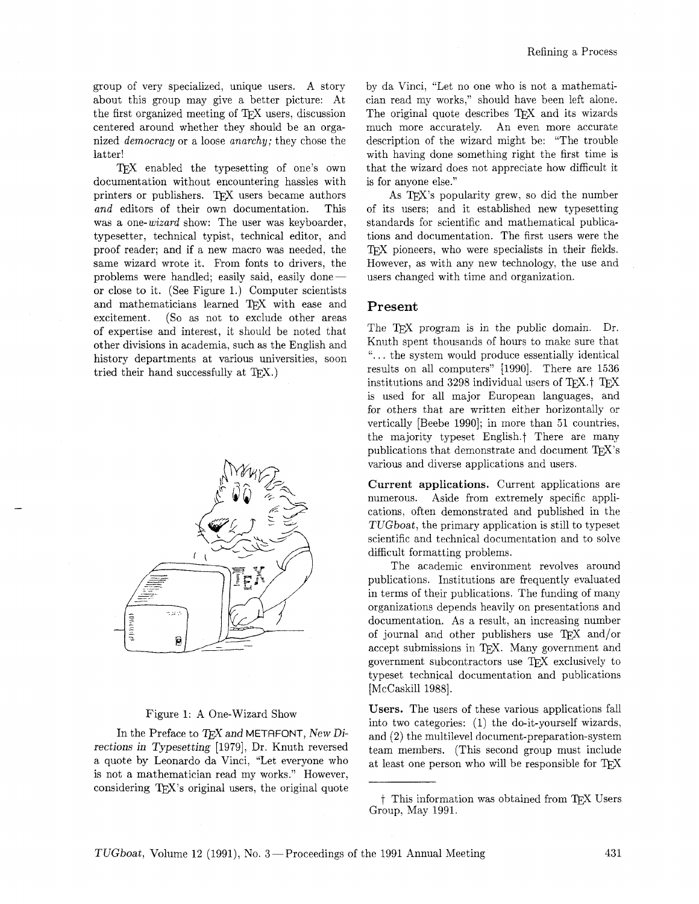group of very specialized, unique users. A story about this group may give a better picture: At the first organized meeting of TeX users, discussion centered around whether they should be an organized *democracy* or a loose *anarchy;* they chose the latter!

TeX enabled the typesetting of one's own documentation without encountering hassles with printers or publishers. TeX users became authors *and* editors of their own documentation. This was a one-*wizard* show: The user was keyboarder, typesetter, technical typist, technical editor, and proof reader; and if a new macro was needed, the same wizard wrote it. From fonts to drivers, the problems were handled; easily said, easily done — or close to it. (See Figure 1.) Computer scientists and mathematicians learned TeX with ease and excitement. (So as not to exclude other areas of expertise and interest, it should be noted that other divisions in academia, such as the English and history departments at various universities, soon tried their hand successfully at TeX.)

Figure 1: A One-Wizard Show

In the Preface to *TeX and* METAFONT, *New Directions in Typesetting* [1979], Dr. Knuth reversed a quote by Leonardo da Vinci, "Let everyone who is not a mathematician read my works." However, considering TeX's original users, the original quote by da Vinci, "Let no one who is not a mathematician read my works," should have been left alone. The original quote describes TeX and its wizards much more accurately. An even more accurate description of the wizard might be: "The trouble with having done something right the first time is that the wizard does not appreciate how difficult it is for anyone else."

As TeX's popularity grew, so did the number of its users; and it established new typesetting standards for scientific and mathematical publications and documentation. The first users were the TeX pioneers, who were specialists in their fields. However, as with any new technology, the use and users changed with time and organization.

## Present

The TeX program is in the public domain. Dr. Knuth spent thousands of hours to make sure that "... the system would produce essentially identical results on all computers" [1990]. There are 1536 institutions and 3298 individual users of TeX.† TeX is used for all major European languages, and for others that are written either horizontally or vertically [Beebe 1990]; in more than 51 countries, the majority typeset English.† There are many publications that demonstrate and document TeX's various and diverse applications and users.

**Current applications.** Current applications are numerous. Aside from extremely specific applications, often demonstrated and published in the *TUGboat*, the primary application is still to typeset scientific and technical documentation and to solve difficult formatting problems.

The academic environment revolves around publications. Institutions are frequently evaluated in terms of their publications. The funding of many organizations depends heavily on presentations and documentation. As a result, an increasing number of journal and other publishers use TeX and/or accept submissions in TeX. Many government and government subcontractors use TeX exclusively to typeset technical documentation and publications [McCaskill 1988].

**Users.** The users of these various applications fall into two categories: (1) the do-it-yourself wizards, and (2) the multilevel document-preparation-system team members. (This second group must include at least one person who will be responsible for TeX

† This information was obtained from TeX Users Group, May 1991.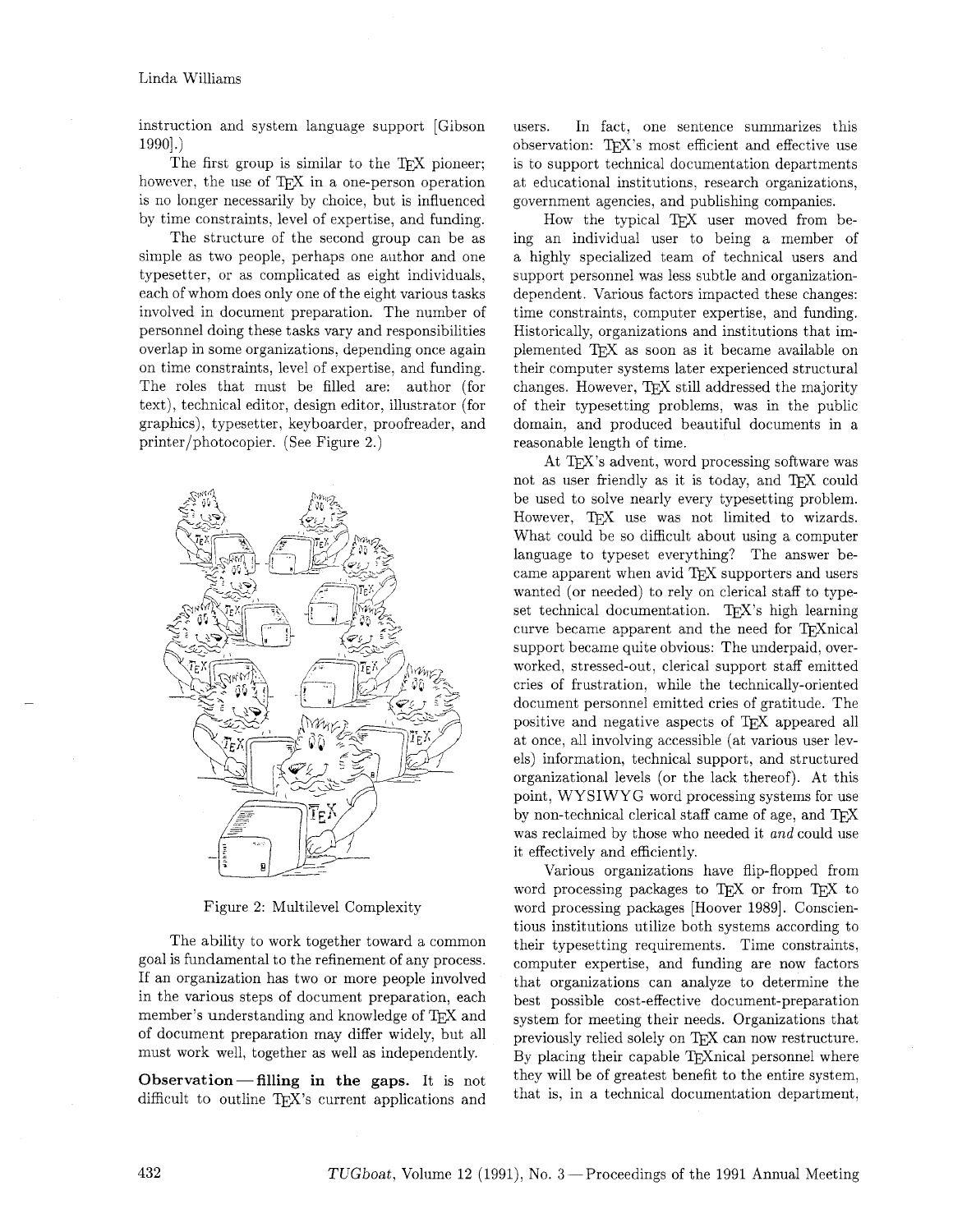instruction and system language support [Gibson 1990].)

The first group is similar to the TeX pioneer; however, the use of TeX in a one-person operation is no longer necessarily by choice, but is influenced by time constraints, level of expertise, and funding.

The structure of the second group can be as simple as two people, perhaps one author and one typesetter, or as complicated as eight individuals, each of whom does only one of the eight various tasks involved in document preparation. The number of personnel doing these tasks vary and responsibilities overlap in some organizations, depending once again on time constraints, level of expertise, and funding. The roles that must be filled are: author (for text), technical editor, design editor, illustrator (for graphics), typesetter, keyboarder, proofreader, and printer/photocopier. (See Figure 2.)

Figure 2: Multilevel Complexity

The ability to work together toward a common goal is fundamental to the refinement of any process. If an organization has two or more people involved in the various steps of document preparation, each member's understanding and knowledge of TeX and of document preparation may differ widely, but all must work well, together as well as independently.

**Observation — filling in the gaps.** It is not difficult to outline TeX's current applications and users. In fact, one sentence summarizes this observation: TeX's most efficient and effective use is to support technical documentation departments at educational institutions, research organizations, government agencies, and publishing companies.

How the typical TeX user moved from being an individual user to being a member of a highly specialized team of technical users and support personnel was less subtle and organization-dependent. Various factors impacted these changes: time constraints, computer expertise, and funding. Historically, organizations and institutions that implemented TeX as soon as it became available on their computer systems later experienced structural changes. However, TeX still addressed the majority of their typesetting problems, was in the public domain, and produced beautiful documents in a reasonable length of time.

At TeX's advent, word processing software was not as user friendly as it is today, and TeX could be used to solve nearly every typesetting problem. However, TeX use was not limited to wizards. What could be so difficult about using a computer language to typeset everything? The answer became apparent when avid TeX supporters and users wanted (or needed) to rely on clerical staff to typeset technical documentation. TeX's high learning curve became apparent and the need for TeXnical support became quite obvious: The underpaid, overworked, stressed-out, clerical support staff emitted cries of frustration, while the technically-oriented document personnel emitted cries of gratitude. The positive and negative aspects of TeX appeared all at once, all involving accessible (at various user levels) information, technical support, and structured organizational levels (or the lack thereof). At this point, WYSIWYG word processing systems for use by non-technical clerical staff came of age, and TeX was reclaimed by those who needed it *and* could use it effectively and efficiently.

Various organizations have flip-flopped from word processing packages to TeX or from TeX to word processing packages [Hoover 1989]. Conscientious institutions utilize both systems according to their typesetting requirements. Time constraints, computer expertise, and funding are now factors that organizations can analyze to determine the best possible cost-effective document-preparation system for meeting their needs. Organizations that previously relied solely on TeX can now restructure. By placing their capable TeXnical personnel where they will be of greatest benefit to the entire system, that is, in a technical documentation department,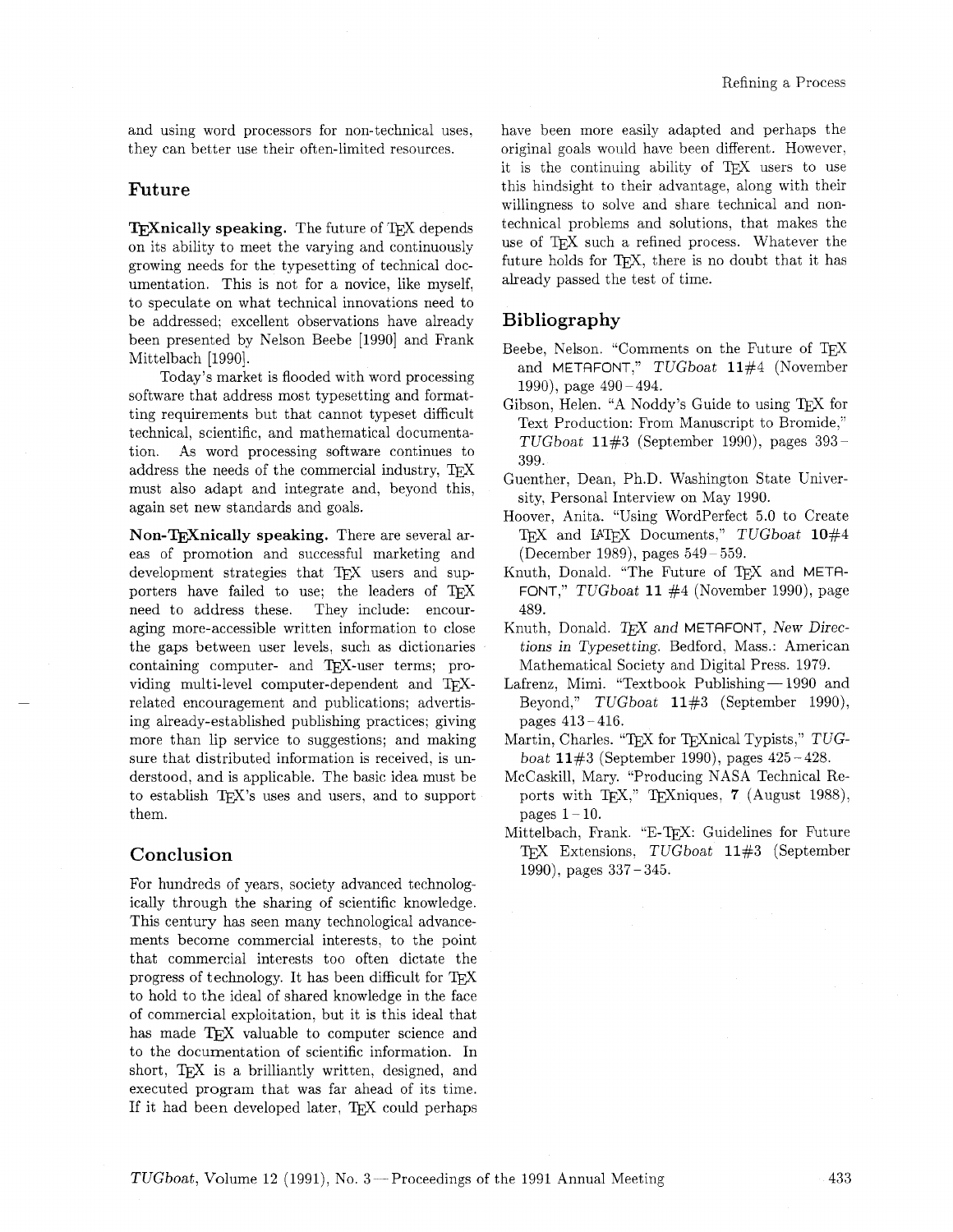and using word processors for non-technical uses, they can better use their often-limited resources.

## Future

**TEXnically speaking.** The future of TEX depends on its ability to meet the varying and continuously growing needs for the typesetting of technical documentation. This is not for a novice, like myself, to speculate on what technical innovations need to be addressed; excellent observations have already been presented by Nelson Beebe [1990] and Frank Mittelbach [1990].

Today's market is flooded with word processing software that address most typesetting and formatting requirements but that cannot typeset difficult technical, scientific, and mathematical documentation. As word processing software continues to address the needs of the commercial industry, TEX must also adapt and integrate and, beyond this, again set new standards and goals.

**Non-TEXnically speaking.** There are several areas of promotion and successful marketing and development strategies that TEX users and supporters have failed to use; the leaders of TEX need to address these. They include: encouraging more-accessible written information to close the gaps between user levels, such as dictionaries containing computer- and TEX-user terms; providing multi-level computer-dependent and TEX-related encouragement and publications; advertising already-established publishing practices; giving more than lip service to suggestions; and making sure that distributed information is received, is understood, and is applicable. The basic idea must be to establish TEX's uses and users, and to support them.

## Conclusion

For hundreds of years, society advanced technologically through the sharing of scientific knowledge. This century has seen many technological advancements become commercial interests, to the point that commercial interests too often dictate the progress of technology. It has been difficult for TEX to hold to the ideal of shared knowledge in the face of commercial exploitation, but it is this ideal that has made TEX valuable to computer science and to the documentation of scientific information. In short, TEX is a brilliantly written, designed, and executed program that was far ahead of its time. If it had been developed later, TEX could perhaps have been more easily adapted and perhaps the original goals would have been different. However, it is the continuing ability of TEX users to use this hindsight to their advantage, along with their willingness to solve and share technical and non-technical problems and solutions, that makes the use of TEX such a refined process. Whatever the future holds for TEX, there is no doubt that it has already passed the test of time.

## Bibliography

Beebe, Nelson. "Comments on the Future of TEX and METAFONT," *TUGboat* **11**#4 (November 1990), page 490–494.

Gibson, Helen. "A Noddy's Guide to using TEX for Text Production: From Manuscript to Bromide," *TUGboat* **11**#3 (September 1990), pages 393–399.

Guenther, Dean, Ph.D. Washington State University, Personal Interview on May 1990.

Hoover, Anita. "Using WordPerfect 5.0 to Create TEX and LATEX Documents," *TUGboat* **10**#4 (December 1989), pages 549–559.

Knuth, Donald. "The Future of TEX and METAFONT," *TUGboat* **11** #4 (November 1990), page 489.

Knuth, Donald. *TEX and METAFONT, New Directions in Typesetting.* Bedford, Mass.: American Mathematical Society and Digital Press. 1979.

Lafrenz, Mimi. "Textbook Publishing—1990 and Beyond," *TUGboat* **11**#3 (September 1990), pages 413–416.

Martin, Charles. "TEX for TEXnical Typists," *TUGboat* **11**#3 (September 1990), pages 425–428.

McCaskill, Mary. "Producing NASA Technical Reports with TEX," TEXniques, **7** (August 1988), pages 1–10.

Mittelbach, Frank. "E-TEX: Guidelines for Future TEX Extensions, *TUGboat* **11**#3 (September 1990), pages 337–345.